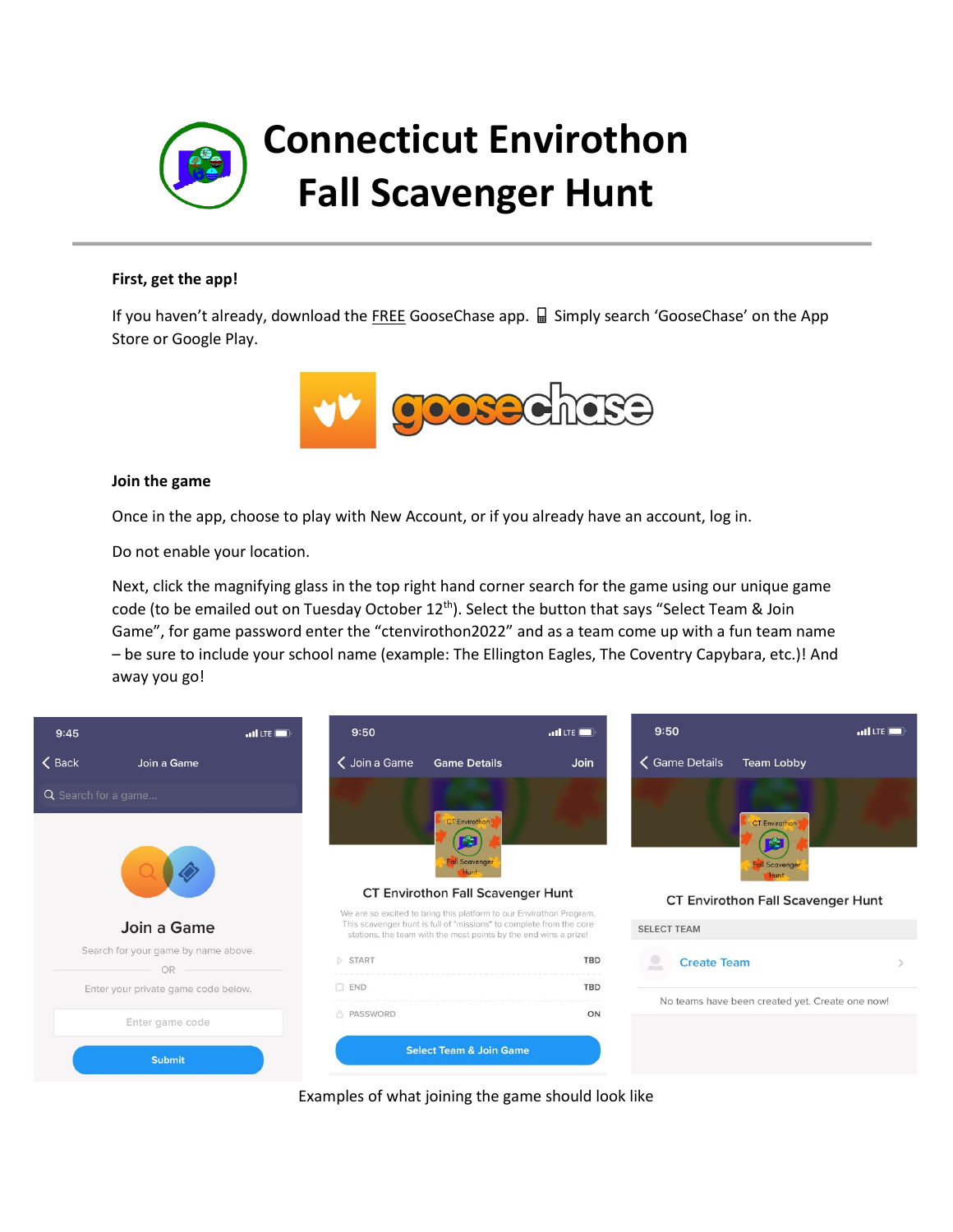# Connecticut Envirothon Fall Scavenger Hunt

**First, get the app!**

If you haven't already, download the FREE GooseChase app. 📱 Simply search 'GooseChase' on the App Store or Google Play.

**Join the game**

Once in the app, choose to play with New Account, or if you already have an account, log in.

Do not enable your location.

Next, click the magnifying glass in the top right hand corner search for the game using our unique game code (to be emailed out on Tuesday October 12th). Select the button that says "Select Team & Join Game", for game password enter the "ctenvirothon2022" and as a team come up with a fun team name – be sure to include your school name (example: The Ellington Eagles, The Coventry Capybara, etc.)! And away you go!

Examples of what joining the game should look like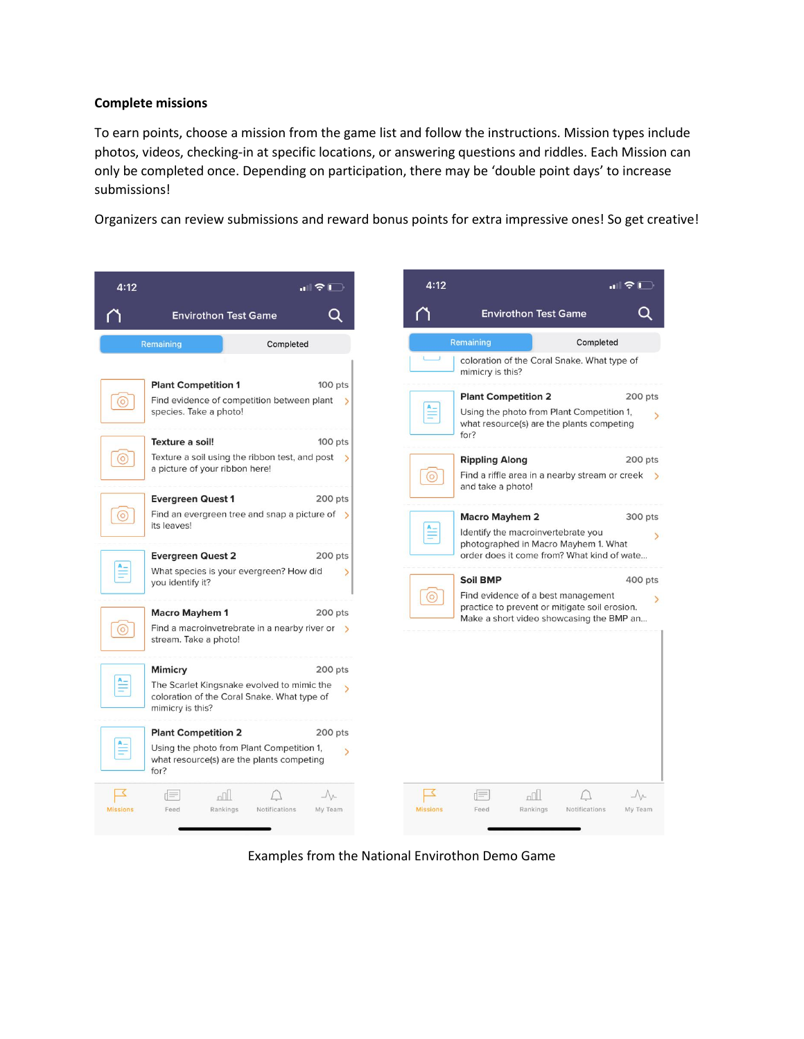**Complete missions**

To earn points, choose a mission from the game list and follow the instructions. Mission types include photos, videos, checking-in at specific locations, or answering questions and riddles. Each Mission can only be completed once. Depending on participation, there may be 'double point days' to increase submissions!

Organizers can review submissions and reward bonus points for extra impressive ones! So get creative!

Examples from the National Envirothon Demo Game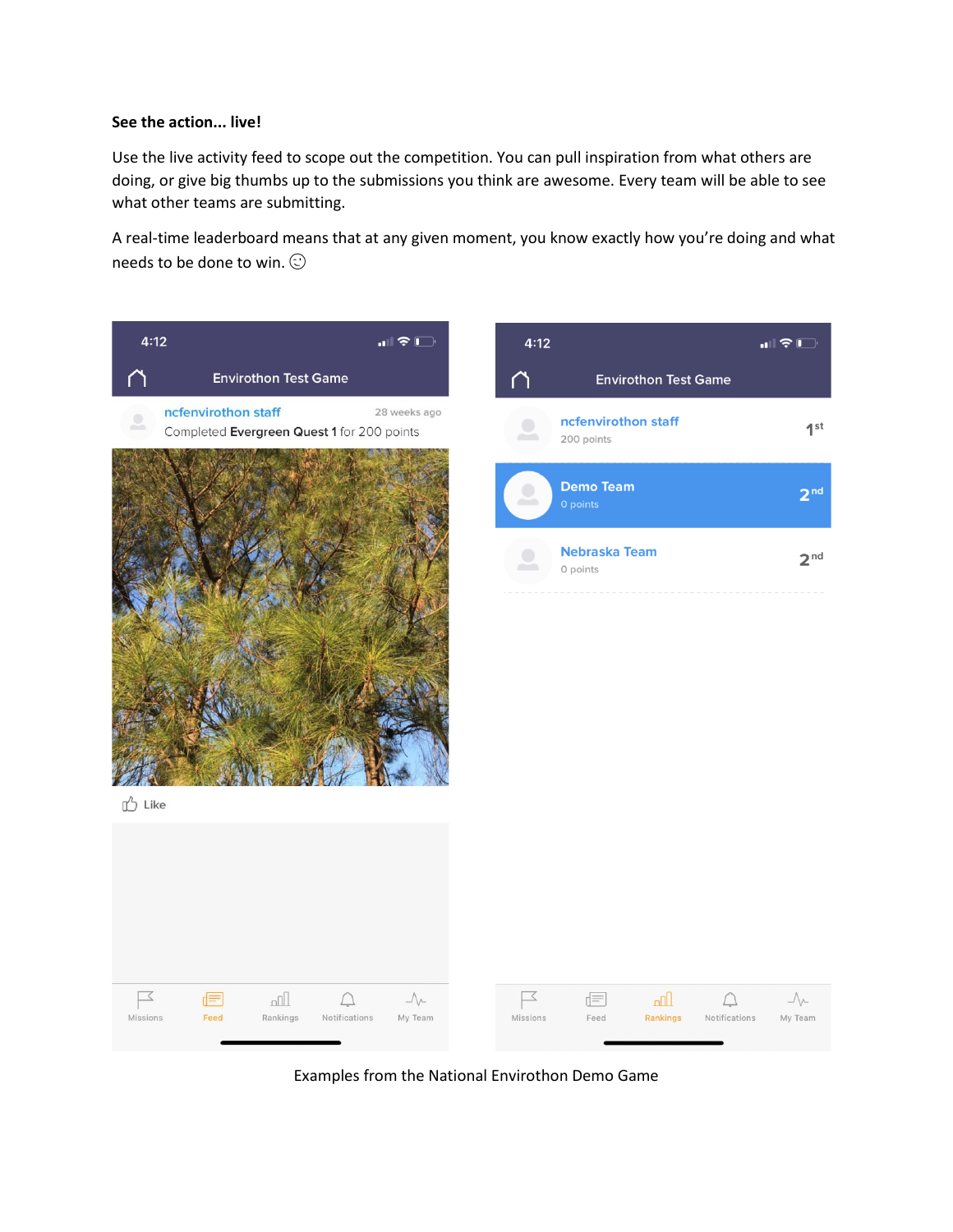**See the action... live!**

Use the live activity feed to scope out the competition. You can pull inspiration from what others are doing, or give big thumbs up to the submissions you think are awesome. Every team will be able to see what other teams are submitting.

A real-time leaderboard means that at any given moment, you know exactly how you're doing and what needs to be done to win. ☺

Examples from the National Envirothon Demo Game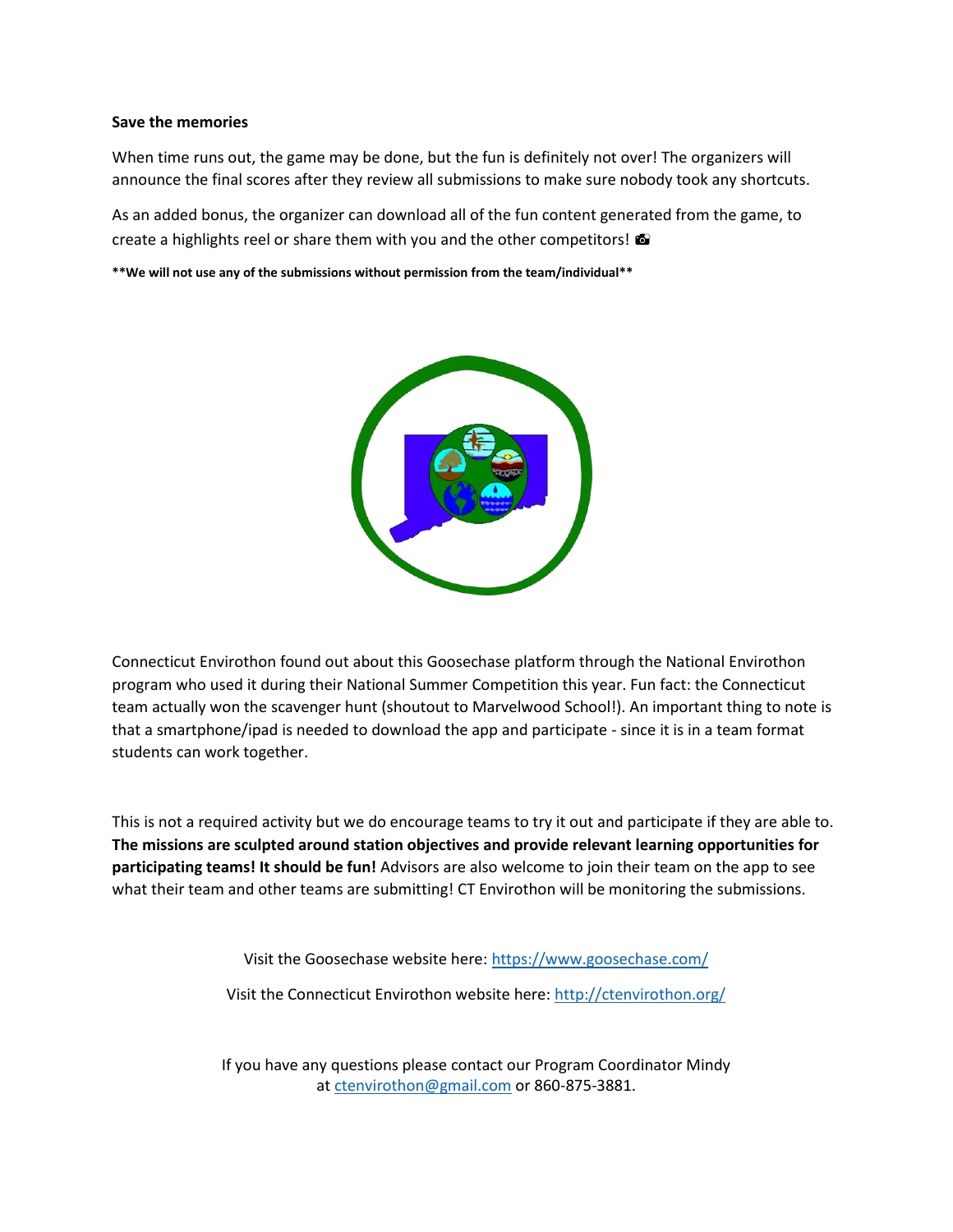**Save the memories**

When time runs out, the game may be done, but the fun is definitely not over! The organizers will announce the final scores after they review all submissions to make sure nobody took any shortcuts.

As an added bonus, the organizer can download all of the fun content generated from the game, to create a highlights reel or share them with you and the other competitors! 📸

****We will not use any of the submissions without permission from the team/individual****

Connecticut Envirothon found out about this Goosechase platform through the National Envirothon program who used it during their National Summer Competition this year. Fun fact: the Connecticut team actually won the scavenger hunt (shoutout to Marvelwood School!). An important thing to note is that a smartphone/ipad is needed to download the app and participate - since it is in a team format students can work together.

This is not a required activity but we do encourage teams to try it out and participate if they are able to. **The missions are sculpted around station objectives and provide relevant learning opportunities for participating teams! It should be fun!** Advisors are also welcome to join their team on the app to see what their team and other teams are submitting! CT Envirothon will be monitoring the submissions.

Visit the Goosechase website here: https://www.goosechase.com/

Visit the Connecticut Envirothon website here: http://ctenvirothon.org/

If you have any questions please contact our Program Coordinator Mindy at ctenvirothon@gmail.com or 860-875-3881.